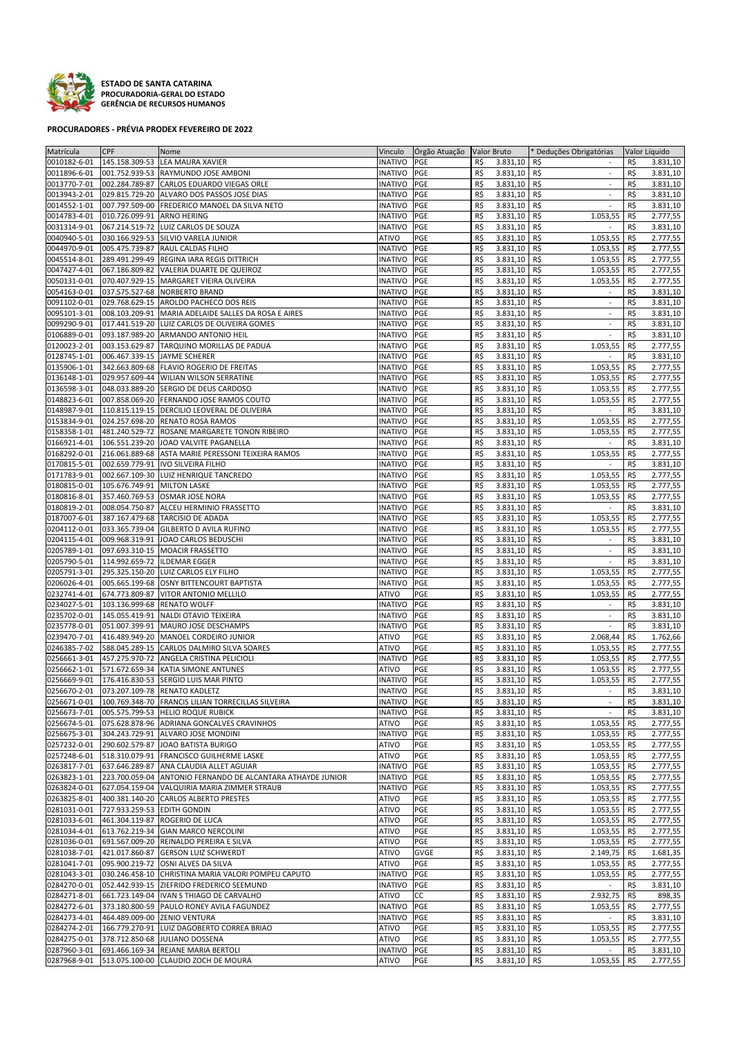**ESTADO DE SANTA CATARINA**
**PROCURADORIA-GERAL DO ESTADO**
**GERÊNCIA DE RECURSOS HUMANOS**

**PROCURADORES - PRÉVIA PRODEX FEVEREIRO DE 2022**

| Matrícula | CPF | Nome | Vinculo | Órgão Atuação | Valor Bruto | * Deduções Obrigatórias | Valor Líquido |
|---|---|---|---|---|---|---|---|
| 0010182-6-01 | 145.158.309-53 | LEA MAURA XAVIER | INATIVO | PGE | R$ 3.831,10 | R$ - | R$ 3.831,10 |
| 0011896-6-01 | 001.752.939-53 | RAYMUNDO JOSE AMBONI | INATIVO | PGE | R$ 3.831,10 | R$ - | R$ 3.831,10 |
| 0013770-7-01 | 002.284.789-87 | CARLOS EDUARDO VIEGAS ORLE | INATIVO | PGE | R$ 3.831,10 | R$ - | R$ 3.831,10 |
| 0013943-2-01 | 029.815.729-20 | ALVARO DOS PASSOS JOSE DIAS | INATIVO | PGE | R$ 3.831,10 | R$ - | R$ 3.831,10 |
| 0014552-1-01 | 007.797.509-00 | FREDERICO MANOEL DA SILVA NETO | INATIVO | PGE | R$ 3.831,10 | R$ - | R$ 3.831,10 |
| 0014783-4-01 | 010.726.099-91 | ARNO HERING | INATIVO | PGE | R$ 3.831,10 | R$ 1.053,55 | R$ 2.777,55 |
| 0031314-9-01 | 067.214.519-72 | LUIZ CARLOS DE SOUZA | INATIVO | PGE | R$ 3.831,10 | R$ - | R$ 3.831,10 |
| 0040940-5-01 | 030.166.929-53 | SILVIO VARELA JUNIOR | ATIVO | PGE | R$ 3.831,10 | R$ 1.053,55 | R$ 2.777,55 |
| 0044970-9-01 | 005.475.739-87 | RAUL CALDAS FILHO | INATIVO | PGE | R$ 3.831,10 | R$ 1.053,55 | R$ 2.777,55 |
| 0045514-8-01 | 289.491.299-49 | REGINA IARA REGIS DITTRICH | INATIVO | PGE | R$ 3.831,10 | R$ 1.053,55 | R$ 2.777,55 |
| 0047427-4-01 | 067.186.809-82 | VALERIA DUARTE DE QUEIROZ | INATIVO | PGE | R$ 3.831,10 | R$ 1.053,55 | R$ 2.777,55 |
| 0050131-0-01 | 070.407.929-15 | MARGARET VIEIRA OLIVEIRA | INATIVO | PGE | R$ 3.831,10 | R$ 1.053,55 | R$ 2.777,55 |
| 0054163-0-01 | 037.575.527-68 | NORBERTO BRAND | INATIVO | PGE | R$ 3.831,10 | R$ - | R$ 3.831,10 |
| 0091102-0-01 | 029.768.629-15 | AROLDO PACHECO DOS REIS | INATIVO | PGE | R$ 3.831,10 | R$ - | R$ 3.831,10 |
| 0095101-3-01 | 008.103.209-91 | MARIA ADELAIDE SALLES DA ROSA E AIRES | INATIVO | PGE | R$ 3.831,10 | R$ - | R$ 3.831,10 |
| 0099290-9-01 | 017.441.519-20 | LUIZ CARLOS DE OLIVEIRA GOMES | INATIVO | PGE | R$ 3.831,10 | R$ - | R$ 3.831,10 |
| 0106889-0-01 | 093.187.989-20 | ARMANDO ANTONIO HEIL | INATIVO | PGE | R$ 3.831,10 | R$ - | R$ 3.831,10 |
| 0120023-2-01 | 003.153.629-87 | TARQUINO MORILLAS DE PADUA | INATIVO | PGE | R$ 3.831,10 | R$ 1.053,55 | R$ 2.777,55 |
| 0128745-1-01 | 006.467.339-15 | JAYME SCHERER | INATIVO | PGE | R$ 3.831,10 | R$ - | R$ 3.831,10 |
| 0135906-1-01 | 342.663.809-68 | FLAVIO ROGERIO DE FREITAS | INATIVO | PGE | R$ 3.831,10 | R$ 1.053,55 | R$ 2.777,55 |
| 0136148-1-01 | 029.957.609-44 | WILIAN WILSON SERRATINE | INATIVO | PGE | R$ 3.831,10 | R$ 1.053,55 | R$ 2.777,55 |
| 0136598-3-01 | 048.033.889-20 | SERGIO DE DEUS CARDOSO | INATIVO | PGE | R$ 3.831,10 | R$ 1.053,55 | R$ 2.777,55 |
| 0148823-6-01 | 007.858.069-20 | FERNANDO JOSE RAMOS COUTO | INATIVO | PGE | R$ 3.831,10 | R$ 1.053,55 | R$ 2.777,55 |
| 0148987-9-01 | 110.815.119-15 | DERCILIO LEOVERAL DE OLIVEIRA | INATIVO | PGE | R$ 3.831,10 | R$ - | R$ 3.831,10 |
| 0153834-9-01 | 024.257.698-20 | RENATO ROSA RAMOS | INATIVO | PGE | R$ 3.831,10 | R$ 1.053,55 | R$ 2.777,55 |
| 0158358-1-01 | 481.240.529-72 | ROSANE MARGARETE TONON RIBEIRO | INATIVO | PGE | R$ 3.831,10 | R$ 1.053,55 | R$ 2.777,55 |
| 0166921-4-01 | 106.551.239-20 | JOAO VALVITE PAGANELLA | INATIVO | PGE | R$ 3.831,10 | R$ - | R$ 3.831,10 |
| 0168292-0-01 | 216.061.889-68 | ASTA MARIE PERESSONI TEIXEIRA RAMOS | INATIVO | PGE | R$ 3.831,10 | R$ 1.053,55 | R$ 2.777,55 |
| 0170815-5-01 | 002.659.779-91 | IVO SILVEIRA FILHO | INATIVO | PGE | R$ 3.831,10 | R$ - | R$ 3.831,10 |
| 0171783-9-01 | 002.667.109-30 | LUIZ HENRIQUE TANCREDO | INATIVO | PGE | R$ 3.831,10 | R$ 1.053,55 | R$ 2.777,55 |
| 0180815-0-01 | 105.676.749-91 | MILTON LASKE | INATIVO | PGE | R$ 3.831,10 | R$ 1.053,55 | R$ 2.777,55 |
| 0180816-8-01 | 357.460.769-53 | OSMAR JOSE NORA | INATIVO | PGE | R$ 3.831,10 | R$ 1.053,55 | R$ 2.777,55 |
| 0180819-2-01 | 008.054.750-87 | ALCEU HERMINIO FRASSETTO | INATIVO | PGE | R$ 3.831,10 | R$ - | R$ 3.831,10 |
| 0187007-6-01 | 387.167.479-68 | TARCISIO DE ADADA | INATIVO | PGE | R$ 3.831,10 | R$ 1.053,55 | R$ 2.777,55 |
| 0204112-0-01 | 033.365.739-04 | GILBERTO D AVILA RUFINO | INATIVO | PGE | R$ 3.831,10 | R$ 1.053,55 | R$ 2.777,55 |
| 0204115-4-01 | 009.968.319-91 | JOAO CARLOS BEDUSCHI | INATIVO | PGE | R$ 3.831,10 | R$ - | R$ 3.831,10 |
| 0205789-1-01 | 097.693.310-15 | MOACIR FRASSETTO | INATIVO | PGE | R$ 3.831,10 | R$ - | R$ 3.831,10 |
| 0205790-5-01 | 114.992.659-72 | ILDEMAR EGGER | INATIVO | PGE | R$ 3.831,10 | R$ - | R$ 3.831,10 |
| 0205791-3-01 | 295.325.150-20 | LUIZ CARLOS ELY FILHO | INATIVO | PGE | R$ 3.831,10 | R$ 1.053,55 | R$ 2.777,55 |
| 0206026-4-01 | 005.665.199-68 | OSNY BITTENCOURT BAPTISTA | INATIVO | PGE | R$ 3.831,10 | R$ 1.053,55 | R$ 2.777,55 |
| 0232741-4-01 | 674.773.809-87 | VITOR ANTONIO MELLILO | ATIVO | PGE | R$ 3.831,10 | R$ 1.053,55 | R$ 2.777,55 |
| 0234027-5-01 | 103.136.999-68 | RENATO WOLFF | INATIVO | PGE | R$ 3.831,10 | R$ - | R$ 3.831,10 |
| 0235702-0-01 | 145.055.419-91 | NALDI OTAVIO TEIXEIRA | INATIVO | PGE | R$ 3.831,10 | R$ - | R$ 3.831,10 |
| 0235778-0-01 | 051.007.399-91 | MAURO JOSE DESCHAMPS | INATIVO | PGE | R$ 3.831,10 | R$ - | R$ 3.831,10 |
| 0239470-7-01 | 416.489.949-20 | MANOEL CORDEIRO JUNIOR | ATIVO | PGE | R$ 3.831,10 | R$ 2.068,44 | R$ 1.762,66 |
| 0246385-7-02 | 588.045.289-15 | CARLOS DALMIRO SILVA SOARES | ATIVO | PGE | R$ 3.831,10 | R$ 1.053,55 | R$ 2.777,55 |
| 0256661-3-01 | 457.275.970-72 | ANGELA CRISTINA PELICIOLI | INATIVO | PGE | R$ 3.831,10 | R$ 1.053,55 | R$ 2.777,55 |
| 0256662-1-01 | 571.672.659-34 | KATIA SIMONE ANTUNES | ATIVO | PGE | R$ 3.831,10 | R$ 1.053,55 | R$ 2.777,55 |
| 0256669-9-01 | 176.416.830-53 | SERGIO LUIS MAR PINTO | INATIVO | PGE | R$ 3.831,10 | R$ 1.053,55 | R$ 2.777,55 |
| 0256670-2-01 | 073.207.109-78 | RENATO KADLETZ | INATIVO | PGE | R$ 3.831,10 | R$ - | R$ 3.831,10 |
| 0256671-0-01 | 100.769.348-70 | FRANCIS LILIAN TORRECILLAS SILVEIRA | INATIVO | PGE | R$ 3.831,10 | R$ - | R$ 3.831,10 |
| 0256673-7-01 | 005.575.799-53 | HELIO ROQUE RUBICK | INATIVO | PGE | R$ 3.831,10 | R$ - | R$ 3.831,10 |
| 0256674-5-01 | 075.628.878-96 | ADRIANA GONCALVES CRAVINHOS | ATIVO | PGE | R$ 3.831,10 | R$ 1.053,55 | R$ 2.777,55 |
| 0256675-3-01 | 304.243.729-91 | ALVARO JOSE MONDINI | INATIVO | PGE | R$ 3.831,10 | R$ 1.053,55 | R$ 2.777,55 |
| 0257232-0-01 | 290.602.579-87 | JOAO BATISTA BURIGO | ATIVO | PGE | R$ 3.831,10 | R$ 1.053,55 | R$ 2.777,55 |
| 0257248-6-01 | 518.310.079-91 | FRANCISCO GUILHERME LASKE | ATIVO | PGE | R$ 3.831,10 | R$ 1.053,55 | R$ 2.777,55 |
| 0263817-7-01 | 637.646.289-87 | ANA CLAUDIA ALLET AGUIAR | INATIVO | PGE | R$ 3.831,10 | R$ 1.053,55 | R$ 2.777,55 |
| 0263823-1-01 | 223.700.059-04 | ANTONIO FERNANDO DE ALCANTARA ATHAYDE JUNIOR | INATIVO | PGE | R$ 3.831,10 | R$ 1.053,55 | R$ 2.777,55 |
| 0263824-0-01 | 627.054.159-04 | VALQUIRIA MARIA ZIMMER STRAUB | INATIVO | PGE | R$ 3.831,10 | R$ 1.053,55 | R$ 2.777,55 |
| 0263825-8-01 | 400.381.140-20 | CARLOS ALBERTO PRESTES | ATIVO | PGE | R$ 3.831,10 | R$ 1.053,55 | R$ 2.777,55 |
| 0281031-0-01 | 727.933.259-53 | EDITH GONDIN | ATIVO | PGE | R$ 3.831,10 | R$ 1.053,55 | R$ 2.777,55 |
| 0281033-6-01 | 461.304.119-87 | ROGERIO DE LUCA | ATIVO | PGE | R$ 3.831,10 | R$ 1.053,55 | R$ 2.777,55 |
| 0281034-4-01 | 613.762.219-34 | GIAN MARCO NERCOLINI | ATIVO | PGE | R$ 3.831,10 | R$ 1.053,55 | R$ 2.777,55 |
| 0281036-0-01 | 691.567.009-20 | REINALDO PEREIRA E SILVA | ATIVO | PGE | R$ 3.831,10 | R$ 1.053,55 | R$ 2.777,55 |
| 0281038-7-01 | 421.017.860-87 | GERSON LUIZ SCHWERDT | ATIVO | GVGE | R$ 3.831,10 | R$ 2.149,75 | R$ 1.681,35 |
| 0281041-7-01 | 095.900.219-72 | OSNI ALVES DA SILVA | ATIVO | PGE | R$ 3.831,10 | R$ 1.053,55 | R$ 2.777,55 |
| 0281043-3-01 | 030.246.458-10 | CHRISTINA MARIA VALORI POMPEU CAPUTO | INATIVO | PGE | R$ 3.831,10 | R$ 1.053,55 | R$ 2.777,55 |
| 0284270-0-01 | 052.442.939-15 | ZIEFRIDO FREDERICO SEEMUND | INATIVO | PGE | R$ 3.831,10 | R$ - | R$ 3.831,10 |
| 0284271-8-01 | 661.723.149-04 | IVAN S THIAGO DE CARVALHO | ATIVO | CC | R$ 3.831,10 | R$ 2.932,75 | R$ 898,35 |
| 0284272-6-01 | 373.180.800-59 | PAULO RONEY AVILA FAGUNDEZ | INATIVO | PGE | R$ 3.831,10 | R$ 1.053,55 | R$ 2.777,55 |
| 0284273-4-01 | 464.489.009-00 | ZENIO VENTURA | INATIVO | PGE | R$ 3.831,10 | R$ - | R$ 3.831,10 |
| 0284274-2-01 | 166.779.270-91 | LUIZ DAGOBERTO CORREA BRIAO | ATIVO | PGE | R$ 3.831,10 | R$ 1.053,55 | R$ 2.777,55 |
| 0284275-0-01 | 378.712.850-68 | JULIANO DOSSENA | ATIVO | PGE | R$ 3.831,10 | R$ 1.053,55 | R$ 2.777,55 |
| 0287960-3-01 | 691.466.169-34 | REJANE MARIA BERTOLI | INATIVO | PGE | R$ 3.831,10 | R$ - | R$ 3.831,10 |
| 0287968-9-01 | 513.075.100-00 | CLAUDIO ZOCH DE MOURA | ATIVO | PGE | R$ 3.831,10 | R$ 1.053,55 | R$ 2.777,55 |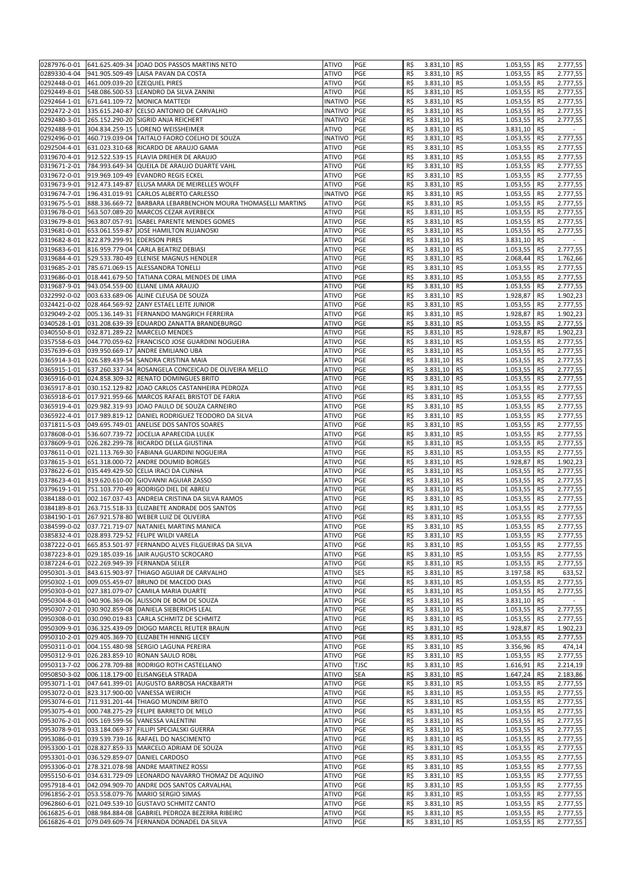| 0287976-0-01 | 641.625.409-34 | JOAO DOS PASSOS MARTINS NETO | ATIVO | PGE | R$ | 3.831,10 | R$ | 1.053,55 | R$ | 2.777,55 |
|---|---|---|---|---|---|---|---|---|---|---|
| 0289330-4-04 | 941.905.509-49 | LAISA PAVAN DA COSTA | ATIVO | PGE | R$ | 3.831,10 | R$ | 1.053,55 | R$ | 2.777,55 |
| 0292448-0-01 | 461.009.039-20 | EZEQUIEL PIRES | ATIVO | PGE | R$ | 3.831,10 | R$ | 1.053,55 | R$ | 2.777,55 |
| 0292449-8-01 | 548.086.500-53 | LEANDRO DA SILVA ZANINI | ATIVO | PGE | R$ | 3.831,10 | R$ | 1.053,55 | R$ | 2.777,55 |
| 0292464-1-01 | 671.641.109-72 | MONICA MATTEDI | INATIVO | PGE | R$ | 3.831,10 | R$ | 1.053,55 | R$ | 2.777,55 |
| 0292472-2-01 | 335.615.240-87 | CELSO ANTONIO DE CARVALHO | INATIVO | PGE | R$ | 3.831,10 | R$ | 1.053,55 | R$ | 2.777,55 |
| 0292480-3-01 | 265.152.290-20 | SIGRID ANJA REICHERT | INATIVO | PGE | R$ | 3.831,10 | R$ | 1.053,55 | R$ | 2.777,55 |
| 0292488-9-01 | 304.834.259-15 | LORENO WEISSHEIMER | ATIVO | PGE | R$ | 3.831,10 | R$ | 3.831,10 | R$ | - |
| 0292496-0-01 | 460.719.039-04 | TAITALO FAORO COELHO DE SOUZA | INATIVO | PGE | R$ | 3.831,10 | R$ | 1.053,55 | R$ | 2.777,55 |
| 0292504-4-01 | 631.023.310-68 | RICARDO DE ARAUJO GAMA | ATIVO | PGE | R$ | 3.831,10 | R$ | 1.053,55 | R$ | 2.777,55 |
| 0319670-4-01 | 912.522.539-15 | FLAVIA DREHER DE ARAUJO | ATIVO | PGE | R$ | 3.831,10 | R$ | 1.053,55 | R$ | 2.777,55 |
| 0319671-2-01 | 784.993.649-34 | QUEILA DE ARAUJO DUARTE VAHL | ATIVO | PGE | R$ | 3.831,10 | R$ | 1.053,55 | R$ | 2.777,55 |
| 0319672-0-01 | 919.969.109-49 | EVANDRO REGIS ECKEL | ATIVO | PGE | R$ | 3.831,10 | R$ | 1.053,55 | R$ | 2.777,55 |
| 0319673-9-01 | 912.473.149-87 | ELUSA MARA DE MEIRELLES WOLFF | ATIVO | PGE | R$ | 3.831,10 | R$ | 1.053,55 | R$ | 2.777,55 |
| 0319674-7-01 | 196.431.019-91 | CARLOS ALBERTO CARLESSO | INATIVO | PGE | R$ | 3.831,10 | R$ | 1.053,55 | R$ | 2.777,55 |
| 0319675-5-01 | 888.336.669-72 | BARBARA LEBARBENCHON MOURA THOMASELLI MARTINS | ATIVO | PGE | R$ | 3.831,10 | R$ | 1.053,55 | R$ | 2.777,55 |
| 0319678-0-01 | 563.507.089-20 | MARCOS CEZAR AVERBECK | ATIVO | PGE | R$ | 3.831,10 | R$ | 1.053,55 | R$ | 2.777,55 |
| 0319679-8-01 | 963.807.057-91 | ISABEL PARENTE MENDES GOMES | ATIVO | PGE | R$ | 3.831,10 | R$ | 1.053,55 | R$ | 2.777,55 |
| 0319681-0-01 | 653.061.559-87 | JOSE HAMILTON RUJANOSKI | ATIVO | PGE | R$ | 3.831,10 | R$ | 1.053,55 | R$ | 2.777,55 |
| 0319682-8-01 | 822.879.299-91 | EDERSON PIRES | ATIVO | PGE | R$ | 3.831,10 | R$ | 3.831,10 | R$ | - |
| 0319683-6-01 | 816.959.779-04 | CARLA BEATRIZ DEBIASI | ATIVO | PGE | R$ | 3.831,10 | R$ | 1.053,55 | R$ | 2.777,55 |
| 0319684-4-01 | 529.533.780-49 | ELENISE MAGNUS HENDLER | ATIVO | PGE | R$ | 3.831,10 | R$ | 2.068,44 | R$ | 1.762,66 |
| 0319685-2-01 | 785.671.069-15 | ALESSANDRA TONELLI | ATIVO | PGE | R$ | 3.831,10 | R$ | 1.053,55 | R$ | 2.777,55 |
| 0319686-0-01 | 018.441.679-50 | TATIANA CORAL MENDES DE LIMA | ATIVO | PGE | R$ | 3.831,10 | R$ | 1.053,55 | R$ | 2.777,55 |
| 0319687-9-01 | 943.054.559-00 | ELIANE LIMA ARAUJO | ATIVO | PGE | R$ | 3.831,10 | R$ | 1.053,55 | R$ | 2.777,55 |
| 0322992-0-02 | 003.633.689-06 | ALINE CLEUSA DE SOUZA | ATIVO | PGE | R$ | 3.831,10 | R$ | 1.928,87 | R$ | 1.902,23 |
| 0324421-0-02 | 028.464.569-92 | ZANY ESTAEL LEITE JUNIOR | ATIVO | PGE | R$ | 3.831,10 | R$ | 1.053,55 | R$ | 2.777,55 |
| 0329049-2-02 | 005.136.149-31 | FERNANDO MANGRICH FERREIRA | ATIVO | PGE | R$ | 3.831,10 | R$ | 1.928,87 | R$ | 1.902,23 |
| 0340528-1-01 | 031.208.639-39 | EDUARDO ZANATTA BRANDEBURGO | ATIVO | PGE | R$ | 3.831,10 | R$ | 1.053,55 | R$ | 2.777,55 |
| 0340550-8-01 | 032.871.289-22 | MARCELO MENDES | ATIVO | PGE | R$ | 3.831,10 | R$ | 1.928,87 | R$ | 1.902,23 |
| 0357558-6-03 | 044.770.059-62 | FRANCISCO JOSE GUARDINI NOGUEIRA | ATIVO | PGE | R$ | 3.831,10 | R$ | 1.053,55 | R$ | 2.777,55 |
| 0357639-6-03 | 039.950.669-17 | ANDRE EMILIANO UBA | ATIVO | PGE | R$ | 3.831,10 | R$ | 1.053,55 | R$ | 2.777,55 |
| 0365914-3-01 | 026.589.439-54 | SANDRA CRISTINA MAIA | ATIVO | PGE | R$ | 3.831,10 | R$ | 1.053,55 | R$ | 2.777,55 |
| 0365915-1-01 | 637.260.337-34 | ROSANGELA CONCEICAO DE OLIVEIRA MELLO | ATIVO | PGE | R$ | 3.831,10 | R$ | 1.053,55 | R$ | 2.777,55 |
| 0365916-0-01 | 024.858.309-32 | RENATO DOMINGUES BRITO | ATIVO | PGE | R$ | 3.831,10 | R$ | 1.053,55 | R$ | 2.777,55 |
| 0365917-8-01 | 030.152.129-82 | JOAO CARLOS CASTANHEIRA PEDROZA | ATIVO | PGE | R$ | 3.831,10 | R$ | 1.053,55 | R$ | 2.777,55 |
| 0365918-6-01 | 017.921.959-66 | MARCOS RAFAEL BRISTOT DE FARIA | ATIVO | PGE | R$ | 3.831,10 | R$ | 1.053,55 | R$ | 2.777,55 |
| 0365919-4-01 | 029.982.319-93 | JOAO PAULO DE SOUZA CARNEIRO | ATIVO | PGE | R$ | 3.831,10 | R$ | 1.053,55 | R$ | 2.777,55 |
| 0365922-4-01 | 017.989.819-12 | DANIEL RODRIGUEZ TEODORO DA SILVA | ATIVO | PGE | R$ | 3.831,10 | R$ | 1.053,55 | R$ | 2.777,55 |
| 0371811-5-03 | 049.695.749-01 | ANELISE DOS SANTOS SOARES | ATIVO | PGE | R$ | 3.831,10 | R$ | 1.053,55 | R$ | 2.777,55 |
| 0378608-0-01 | 536.607.739-72 | JOCELIA APARECIDA LULEK | ATIVO | PGE | R$ | 3.831,10 | R$ | 1.053,55 | R$ | 2.777,55 |
| 0378609-9-01 | 026.282.299-78 | RICARDO DELLA GIUSTINA | ATIVO | PGE | R$ | 3.831,10 | R$ | 1.053,55 | R$ | 2.777,55 |
| 0378611-0-01 | 021.113.769-30 | FABIANA GUARDINI NOGUEIRA | ATIVO | PGE | R$ | 3.831,10 | R$ | 1.053,55 | R$ | 2.777,55 |
| 0378615-3-01 | 651.318.000-72 | ANDRE DOUMID BORGES | ATIVO | PGE | R$ | 3.831,10 | R$ | 1.928,87 | R$ | 1.902,23 |
| 0378622-6-01 | 035.449.429-50 | CELIA IRACI DA CUNHA | ATIVO | PGE | R$ | 3.831,10 | R$ | 1.053,55 | R$ | 2.777,55 |
| 0378623-4-01 | 819.620.610-00 | GIOVANNI AGUIAR ZASSO | ATIVO | PGE | R$ | 3.831,10 | R$ | 1.053,55 | R$ | 2.777,55 |
| 0379619-1-01 | 751.103.770-49 | RODRIGO DIEL DE ABREU | ATIVO | PGE | R$ | 3.831,10 | R$ | 1.053,55 | R$ | 2.777,55 |
| 0384188-0-01 | 002.167.037-43 | ANDREIA CRISTINA DA SILVA RAMOS | ATIVO | PGE | R$ | 3.831,10 | R$ | 1.053,55 | R$ | 2.777,55 |
| 0384189-8-01 | 263.715.518-33 | ELIZABETE ANDRADE DOS SANTOS | ATIVO | PGE | R$ | 3.831,10 | R$ | 1.053,55 | R$ | 2.777,55 |
| 0384190-1-01 | 267.921.578-80 | WEBER LUIZ DE OLIVEIRA | ATIVO | PGE | R$ | 3.831,10 | R$ | 1.053,55 | R$ | 2.777,55 |
| 0384599-0-02 | 037.721.719-07 | NATANIEL MARTINS MANICA | ATIVO | PGE | R$ | 3.831,10 | R$ | 1.053,55 | R$ | 2.777,55 |
| 0385832-4-01 | 028.893.729-52 | FELIPE WILDI VARELA | ATIVO | PGE | R$ | 3.831,10 | R$ | 1.053,55 | R$ | 2.777,55 |
| 0387222-0-01 | 665.853.501-97 | FERNANDO ALVES FILGUEIRAS DA SILVA | ATIVO | PGE | R$ | 3.831,10 | R$ | 1.053,55 | R$ | 2.777,55 |
| 0387223-8-01 | 029.185.039-16 | JAIR AUGUSTO SCROCARO | ATIVO | PGE | R$ | 3.831,10 | R$ | 1.053,55 | R$ | 2.777,55 |
| 0387224-6-01 | 022.269.949-39 | FERNANDA SEILER | ATIVO | PGE | R$ | 3.831,10 | R$ | 1.053,55 | R$ | 2.777,55 |
| 0950301-3-01 | 843.615.903-97 | THIAGO AGUIAR DE CARVALHO | ATIVO | SES | R$ | 3.831,10 | R$ | 3.197,58 | R$ | 633,52 |
| 0950302-1-01 | 009.055.459-07 | BRUNO DE MACEDO DIAS | ATIVO | PGE | R$ | 3.831,10 | R$ | 1.053,55 | R$ | 2.777,55 |
| 0950303-0-01 | 027.381.079-07 | CAMILA MARIA DUARTE | ATIVO | PGE | R$ | 3.831,10 | R$ | 1.053,55 | R$ | 2.777,55 |
| 0950304-8-01 | 040.906.369-06 | ALISSON DE BOM DE SOUZA | ATIVO | PGE | R$ | 3.831,10 | R$ | 3.831,10 | R$ | - |
| 0950307-2-01 | 030.902.859-08 | DANIELA SIEBERICHS LEAL | ATIVO | PGE | R$ | 3.831,10 | R$ | 1.053,55 | R$ | 2.777,55 |
| 0950308-0-01 | 030.090.019-83 | CARLA SCHMITZ DE SCHMITZ | ATIVO | PGE | R$ | 3.831,10 | R$ | 1.053,55 | R$ | 2.777,55 |
| 0950309-9-01 | 036.325.439-09 | DIOGO MARCEL REUTER BRAUN | ATIVO | PGE | R$ | 3.831,10 | R$ | 1.928,87 | R$ | 1.902,23 |
| 0950310-2-01 | 029.405.369-70 | ELIZABETH HINNIG LECEY | ATIVO | PGE | R$ | 3.831,10 | R$ | 1.053,55 | R$ | 2.777,55 |
| 0950311-0-01 | 004.155.480-98 | SERGIO LAGUNA PEREIRA | ATIVO | PGE | R$ | 3.831,10 | R$ | 3.356,96 | R$ | 474,14 |
| 0950312-9-01 | 026.283.859-10 | RONAN SAULO ROBL | ATIVO | PGE | R$ | 3.831,10 | R$ | 1.053,55 | R$ | 2.777,55 |
| 0950313-7-02 | 006.278.709-88 | RODRIGO ROTH CASTELLANO | ATIVO | TJSC | R$ | 3.831,10 | R$ | 1.616,91 | R$ | 2.214,19 |
| 0950850-3-02 | 006.118.179-00 | ELISANGELA STRADA | ATIVO | SEA | R$ | 3.831,10 | R$ | 1.647,24 | R$ | 2.183,86 |
| 0953071-1-01 | 047.641.399-01 | AUGUSTO BARBOSA HACKBARTH | ATIVO | PGE | R$ | 3.831,10 | R$ | 1.053,55 | R$ | 2.777,55 |
| 0953072-0-01 | 823.317.900-00 | VANESSA WEIRICH | ATIVO | PGE | R$ | 3.831,10 | R$ | 1.053,55 | R$ | 2.777,55 |
| 0953074-6-01 | 711.931.201-44 | THIAGO MUNDIM BRITO | ATIVO | PGE | R$ | 3.831,10 | R$ | 1.053,55 | R$ | 2.777,55 |
| 0953075-4-01 | 000.748.275-29 | FELIPE BARRETO DE MELO | ATIVO | PGE | R$ | 3.831,10 | R$ | 1.053,55 | R$ | 2.777,55 |
| 0953076-2-01 | 005.169.599-56 | VANESSA VALENTINI | ATIVO | PGE | R$ | 3.831,10 | R$ | 1.053,55 | R$ | 2.777,55 |
| 0953078-9-01 | 033.184.069-37 | FILLIPI SPECIALSKI GUERRA | ATIVO | PGE | R$ | 3.831,10 | R$ | 1.053,55 | R$ | 2.777,55 |
| 0953086-0-01 | 039.539.739-16 | RAFAEL DO NASCIMENTO | ATIVO | PGE | R$ | 3.831,10 | R$ | 1.053,55 | R$ | 2.777,55 |
| 0953300-1-01 | 028.827.859-33 | MARCELO ADRIAM DE SOUZA | ATIVO | PGE | R$ | 3.831,10 | R$ | 1.053,55 | R$ | 2.777,55 |
| 0953301-0-01 | 036.529.859-07 | DANIEL CARDOSO | ATIVO | PGE | R$ | 3.831,10 | R$ | 1.053,55 | R$ | 2.777,55 |
| 0953306-0-01 | 278.321.078-98 | ANDRE MARTINEZ ROSSI | ATIVO | PGE | R$ | 3.831,10 | R$ | 1.053,55 | R$ | 2.777,55 |
| 0955150-6-01 | 034.631.729-09 | LEONARDO NAVARRO THOMAZ DE AQUINO | ATIVO | PGE | R$ | 3.831,10 | R$ | 1.053,55 | R$ | 2.777,55 |
| 0957918-4-01 | 042.094.909-70 | ANDRE DOS SANTOS CARVALHAL | ATIVO | PGE | R$ | 3.831,10 | R$ | 1.053,55 | R$ | 2.777,55 |
| 0961856-2-01 | 053.558.079-76 | MARIO SERGIO SIMAS | ATIVO | PGE | R$ | 3.831,10 | R$ | 1.053,55 | R$ | 2.777,55 |
| 0962860-6-01 | 021.049.539-10 | GUSTAVO SCHMITZ CANTO | ATIVO | PGE | R$ | 3.831,10 | R$ | 1.053,55 | R$ | 2.777,55 |
| 0616825-6-01 | 088.984.884-08 | GABRIEL PEDROZA BEZERRA RIBEIRO | ATIVO | PGE | R$ | 3.831,10 | R$ | 1.053,55 | R$ | 2.777,55 |
| 0616826-4-01 | 079.049.609-74 | FERNANDA DONADEL DA SILVA | ATIVO | PGE | R$ | 3.831,10 | R$ | 1.053,55 | R$ | 2.777,55 |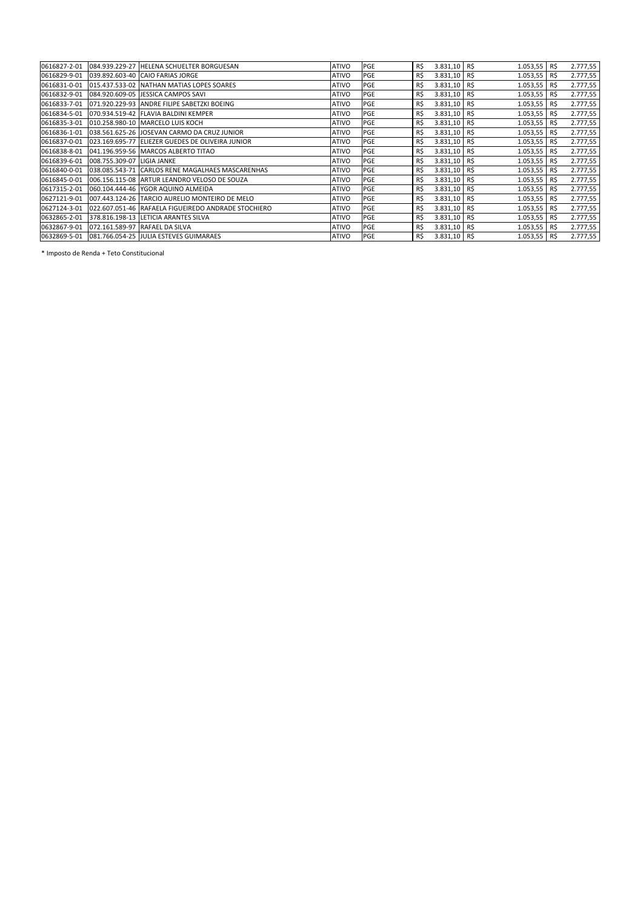| | | | | | | | | | | |
|---|---|---|---|---|---|---|---|---|---|---|
| 0616827-2-01 | 084.939.229-27 | HELENA SCHUELTER BORGUESAN | ATIVO | PGE | R$ | 3.831,10 | R$ | 1.053,55 | R$ | 2.777,55 |
| 0616829-9-01 | 039.892.603-40 | CAIO FARIAS JORGE | ATIVO | PGE | R$ | 3.831,10 | R$ | 1.053,55 | R$ | 2.777,55 |
| 0616831-0-01 | 015.437.533-02 | NATHAN MATIAS LOPES SOARES | ATIVO | PGE | R$ | 3.831,10 | R$ | 1.053,55 | R$ | 2.777,55 |
| 0616832-9-01 | 084.920.609-05 | JESSICA CAMPOS SAVI | ATIVO | PGE | R$ | 3.831,10 | R$ | 1.053,55 | R$ | 2.777,55 |
| 0616833-7-01 | 071.920.229-93 | ANDRE FILIPE SABETZKI BOEING | ATIVO | PGE | R$ | 3.831,10 | R$ | 1.053,55 | R$ | 2.777,55 |
| 0616834-5-01 | 070.934.519-42 | FLAVIA BALDINI KEMPER | ATIVO | PGE | R$ | 3.831,10 | R$ | 1.053,55 | R$ | 2.777,55 |
| 0616835-3-01 | 010.258.980-10 | MARCELO LUIS KOCH | ATIVO | PGE | R$ | 3.831,10 | R$ | 1.053,55 | R$ | 2.777,55 |
| 0616836-1-01 | 038.561.625-26 | JOSEVAN CARMO DA CRUZ JUNIOR | ATIVO | PGE | R$ | 3.831,10 | R$ | 1.053,55 | R$ | 2.777,55 |
| 0616837-0-01 | 023.169.695-77 | ELIEZER GUEDES DE OLIVEIRA JUNIOR | ATIVO | PGE | R$ | 3.831,10 | R$ | 1.053,55 | R$ | 2.777,55 |
| 0616838-8-01 | 041.196.959-56 | MARCOS ALBERTO TITAO | ATIVO | PGE | R$ | 3.831,10 | R$ | 1.053,55 | R$ | 2.777,55 |
| 0616839-6-01 | 008.755.309-07 | LIGIA JANKE | ATIVO | PGE | R$ | 3.831,10 | R$ | 1.053,55 | R$ | 2.777,55 |
| 0616840-0-01 | 038.085.543-71 | CARLOS RENE MAGALHAES MASCARENHAS | ATIVO | PGE | R$ | 3.831,10 | R$ | 1.053,55 | R$ | 2.777,55 |
| 0616845-0-01 | 006.156.115-08 | ARTUR LEANDRO VELOSO DE SOUZA | ATIVO | PGE | R$ | 3.831,10 | R$ | 1.053,55 | R$ | 2.777,55 |
| 0617315-2-01 | 060.104.444-46 | YGOR AQUINO ALMEIDA | ATIVO | PGE | R$ | 3.831,10 | R$ | 1.053,55 | R$ | 2.777,55 |
| 0627121-9-01 | 007.443.124-26 | TARCIO AURELIO MONTEIRO DE MELO | ATIVO | PGE | R$ | 3.831,10 | R$ | 1.053,55 | R$ | 2.777,55 |
| 0627124-3-01 | 022.607.051-46 | RAFAELA FIGUEIREDO ANDRADE STOCHIERO | ATIVO | PGE | R$ | 3.831,10 | R$ | 1.053,55 | R$ | 2.777,55 |
| 0632865-2-01 | 378.816.198-13 | LETICIA ARANTES SILVA | ATIVO | PGE | R$ | 3.831,10 | R$ | 1.053,55 | R$ | 2.777,55 |
| 0632867-9-01 | 072.161.589-97 | RAFAEL DA SILVA | ATIVO | PGE | R$ | 3.831,10 | R$ | 1.053,55 | R$ | 2.777,55 |
| 0632869-5-01 | 081.766.054-25 | JULIA ESTEVES GUIMARAES | ATIVO | PGE | R$ | 3.831,10 | R$ | 1.053,55 | R$ | 2.777,55 |

* Imposto de Renda + Teto Constitucional